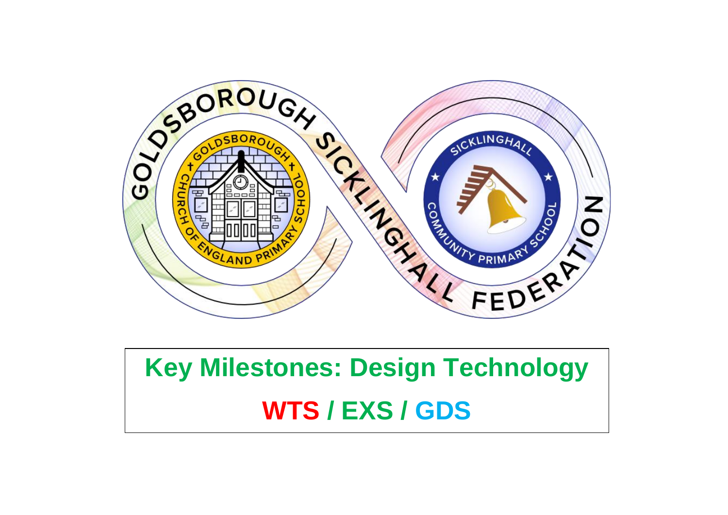# Key Milestones: Design Technology

## WTS / EXS / GDS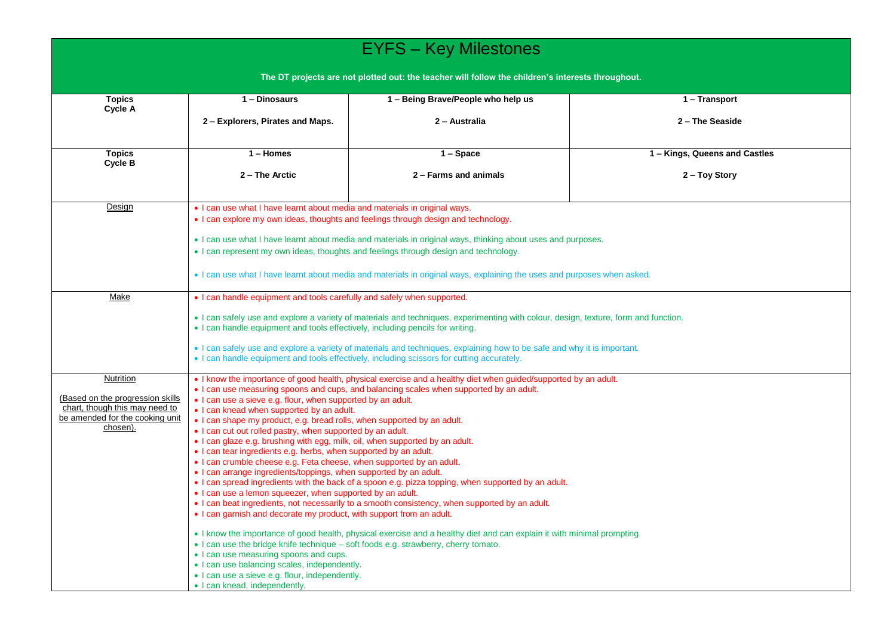# EYFS – Key Milestones

**The DT projects are not plotted out: the teacher will follow the children's interests throughout.**

| **Topics Cycle A** | **1 – Dinosaurs**<br><br>**2 – Explorers, Pirates and Maps.** | **1 – Being Brave/People who help us**<br><br>**2 – Australia** | **1 – Transport**<br><br>**2 – The Seaside** |
|---|---|---|---|
| **Topics Cycle B** | **1 – Homes**<br><br>**2 – The Arctic** | **1 – Space**<br><br>**2 – Farms and animals** | **1 – Kings, Queens and Castles**<br><br>**2 – Toy Story** |
| Design | • I can use what I have learnt about media and materials in original ways.<br>• I can explore my own ideas, thoughts and feelings through design and technology.<br><br>• I can use what I have learnt about media and materials in original ways, thinking about uses and purposes.<br>• I can represent my own ideas, thoughts and feelings through design and technology.<br><br>• I can use what I have learnt about media and materials in original ways, explaining the uses and purposes when asked. | | |
| Make | • I can handle equipment and tools carefully and safely when supported.<br><br>• I can safely use and explore a variety of materials and techniques, experimenting with colour, design, texture, form and function.<br>• I can handle equipment and tools effectively, including pencils for writing.<br><br>• I can safely use and explore a variety of materials and techniques, explaining how to be safe and why it is important.<br>• I can handle equipment and tools effectively, including scissors for cutting accurately. | | |
| Nutrition<br><br>(Based on the progression skills chart, though this may need to be amended for the cooking unit chosen). | • I know the importance of good health, physical exercise and a healthy diet when guided/supported by an adult.<br>• I can use measuring spoons and cups, and balancing scales when supported by an adult.<br>• I can use a sieve e.g. flour, when supported by an adult.<br>• I can knead when supported by an adult.<br>• I can shape my product, e.g. bread rolls, when supported by an adult.<br>• I can cut out rolled pastry, when supported by an adult.<br>• I can glaze e.g. brushing with egg, milk, oil, when supported by an adult.<br>• I can tear ingredients e.g. herbs, when supported by an adult.<br>• I can crumble cheese e.g. Feta cheese, when supported by an adult.<br>• I can arrange ingredients/toppings, when supported by an adult.<br>• I can spread ingredients with the back of a spoon e.g. pizza topping, when supported by an adult.<br>• I can use a lemon squeezer, when supported by an adult.<br>• I can beat ingredients, not necessarily to a smooth consistency, when supported by an adult.<br>• I can garnish and decorate my product, with support from an adult.<br><br>• I know the importance of good health, physical exercise and a healthy diet and can explain it with minimal prompting.<br>• I can use the bridge knife technique – soft foods e.g. strawberry, cherry tomato.<br>• I can use measuring spoons and cups.<br>• I can use balancing scales, independently.<br>• I can use a sieve e.g. flour, independently.<br>• I can knead, independently. | | |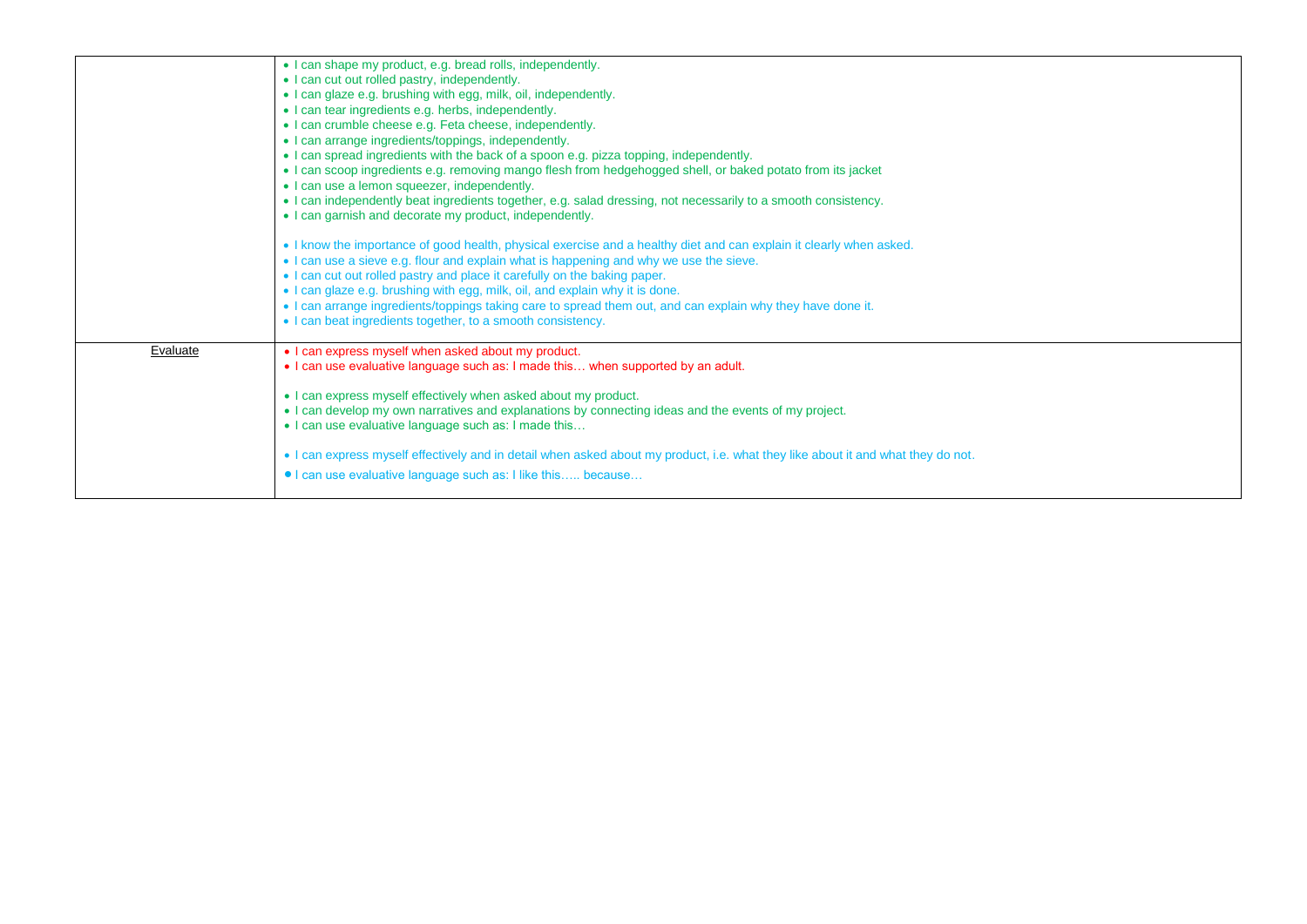| | |
|---|---|
| | • I can shape my product, e.g. bread rolls, independently.<br>• I can cut out rolled pastry, independently.<br>• I can glaze e.g. brushing with egg, milk, oil, independently.<br>• I can tear ingredients e.g. herbs, independently.<br>• I can crumble cheese e.g. Feta cheese, independently.<br>• I can arrange ingredients/toppings, independently.<br>• I can spread ingredients with the back of a spoon e.g. pizza topping, independently.<br>• I can scoop ingredients e.g. removing mango flesh from hedgehogged shell, or baked potato from its jacket<br>• I can use a lemon squeezer, independently.<br>• I can independently beat ingredients together, e.g. salad dressing, not necessarily to a smooth consistency.<br>• I can garnish and decorate my product, independently.<br><br>• I know the importance of good health, physical exercise and a healthy diet and can explain it clearly when asked.<br>• I can use a sieve e.g. flour and explain what is happening and why we use the sieve.<br>• I can cut out rolled pastry and place it carefully on the baking paper.<br>• I can glaze e.g. brushing with egg, milk, oil, and explain why it is done.<br>• I can arrange ingredients/toppings taking care to spread them out, and can explain why they have done it.<br>• I can beat ingredients together, to a smooth consistency. |
| Evaluate | • I can express myself when asked about my product.<br>• I can use evaluative language such as: I made this… when supported by an adult.<br><br>• I can express myself effectively when asked about my product.<br>• I can develop my own narratives and explanations by connecting ideas and the events of my project.<br>• I can use evaluative language such as: I made this…<br><br>• I can express myself effectively and in detail when asked about my product, i.e. what they like about it and what they do not.<br>• I can use evaluative language such as: I like this….. because… |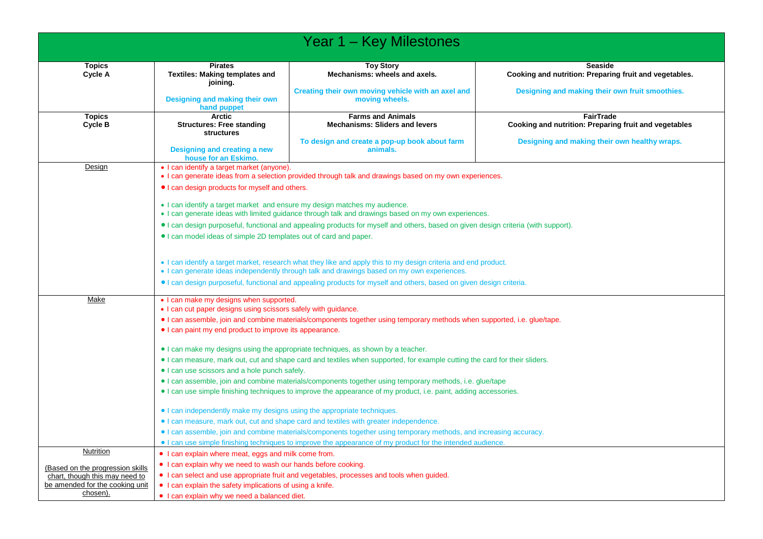# Year 1 – Key Milestones

| Topics Cycle A | Pirates<br>**Textiles: Making templates and joining.**<br><br>**Designing and making their own hand puppet** | Toy Story<br>**Mechanisms: wheels and axels.**<br><br>**Creating their own moving vehicle with an axel and moving wheels.** | Seaside<br>**Cooking and nutrition: Preparing fruit and vegetables.**<br><br>**Designing and making their own fruit smoothies.** |
|---|---|---|---|
| **Topics Cycle B** | **Arctic**<br>**Structures: Free standing structures**<br><br>**Designing and creating a new house for an Eskimo.** | **Farms and Animals**<br>**Mechanisms: Sliders and levers**<br><br>**To design and create a pop-up book about farm animals.** | **FairTrade**<br>**Cooking and nutrition: Preparing fruit and vegetables**<br><br>**Designing and making their own healthy wraps.** |
| Design | • I can identify a target market (anyone).<br>• I can generate ideas from a selection provided through talk and drawings based on my own experiences.<br>• I can design products for myself and others.<br><br>• I can identify a target market and ensure my design matches my audience.<br>• I can generate ideas with limited guidance through talk and drawings based on my own experiences.<br>• I can design purposeful, functional and appealing products for myself and others, based on given design criteria (with support).<br>• I can model ideas of simple 2D templates out of card and paper.<br><br>• I can identify a target market, research what they like and apply this to my design criteria and end product.<br>• I can generate ideas independently through talk and drawings based on my own experiences.<br>• I can design purposeful, functional and appealing products for myself and others, based on given design criteria. | | |
| Make | • I can make my designs when supported.<br>• I can cut paper designs using scissors safely with guidance.<br>• I can assemble, join and combine materials/components together using temporary methods when supported, i.e. glue/tape.<br>• I can paint my end product to improve its appearance.<br><br>• I can make my designs using the appropriate techniques, as shown by a teacher.<br>• I can measure, mark out, cut and shape card and textiles when supported, for example cutting the card for their sliders.<br>• I can use scissors and a hole punch safely.<br>• I can assemble, join and combine materials/components together using temporary methods, i.e. glue/tape<br>• I can use simple finishing techniques to improve the appearance of my product, i.e. paint, adding accessories.<br><br>• I can independently make my designs using the appropriate techniques.<br>• I can measure, mark out, cut and shape card and textiles with greater independence.<br>• I can assemble, join and combine materials/components together using temporary methods, and increasing accuracy.<br>• I can use simple finishing techniques to improve the appearance of my product for the intended audience. | | |
| Nutrition<br><br>(Based on the progression skills chart, though this may need to be amended for the cooking unit chosen). | • I can explain where meat, eggs and milk come from.<br>• I can explain why we need to wash our hands before cooking.<br>• I can select and use appropriate fruit and vegetables, processes and tools when guided.<br>• I can explain the safety implications of using a knife.<br>• I can explain why we need a balanced diet. | | |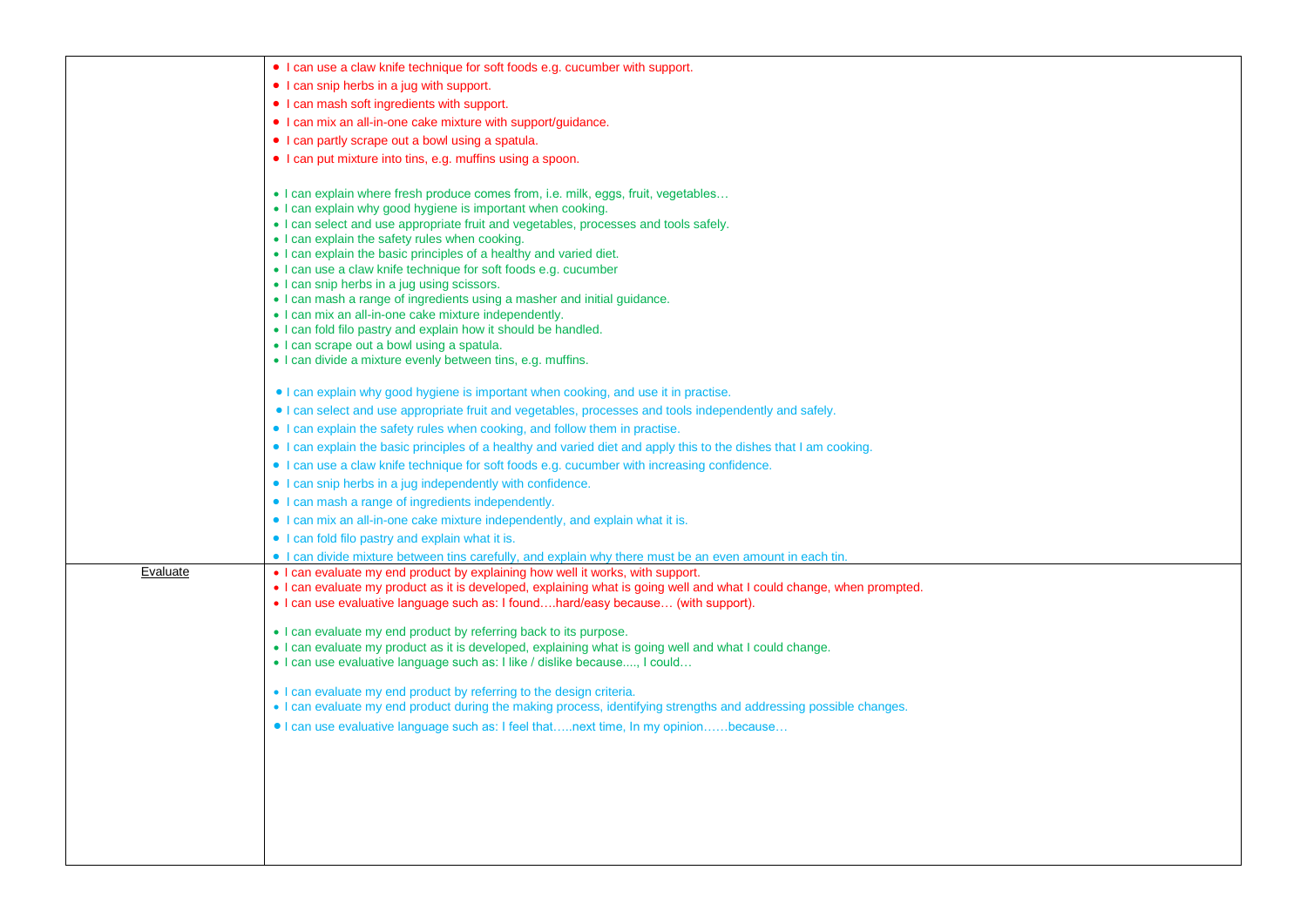| | |
|---|---|
| | • I can use a claw knife technique for soft foods e.g. cucumber with support.<br>• I can snip herbs in a jug with support.<br>• I can mash soft ingredients with support.<br>• I can mix an all-in-one cake mixture with support/guidance.<br>• I can partly scrape out a bowl using a spatula.<br>• I can put mixture into tins, e.g. muffins using a spoon.<br><br>• I can explain where fresh produce comes from, i.e. milk, eggs, fruit, vegetables…<br>• I can explain why good hygiene is important when cooking.<br>• I can select and use appropriate fruit and vegetables, processes and tools safely.<br>• I can explain the safety rules when cooking.<br>• I can explain the basic principles of a healthy and varied diet.<br>• I can use a claw knife technique for soft foods e.g. cucumber<br>• I can snip herbs in a jug using scissors.<br>• I can mash a range of ingredients using a masher and initial guidance.<br>• I can mix an all-in-one cake mixture independently.<br>• I can fold filo pastry and explain how it should be handled.<br>• I can scrape out a bowl using a spatula.<br>• I can divide a mixture evenly between tins, e.g. muffins.<br><br>• I can explain why good hygiene is important when cooking, and use it in practise.<br>• I can select and use appropriate fruit and vegetables, processes and tools independently and safely.<br>• I can explain the safety rules when cooking, and follow them in practise.<br>• I can explain the basic principles of a healthy and varied diet and apply this to the dishes that I am cooking.<br>• I can use a claw knife technique for soft foods e.g. cucumber with increasing confidence.<br>• I can snip herbs in a jug independently with confidence.<br>• I can mash a range of ingredients independently.<br>• I can mix an all-in-one cake mixture independently, and explain what it is.<br>• I can fold filo pastry and explain what it is.<br>• I can divide mixture between tins carefully, and explain why there must be an even amount in each tin. |
| Evaluate | • I can evaluate my end product by explaining how well it works, with support.<br>• I can evaluate my product as it is developed, explaining what is going well and what I could change, when prompted.<br>• I can use evaluative language such as: I found….hard/easy because… (with support).<br><br>• I can evaluate my end product by referring back to its purpose.<br>• I can evaluate my product as it is developed, explaining what is going well and what I could change.<br>• I can use evaluative language such as: I like / dislike because...., I could…<br><br>• I can evaluate my end product by referring to the design criteria.<br>• I can evaluate my end product during the making process, identifying strengths and addressing possible changes.<br>• I can use evaluative language such as: I feel that…..next time, In my opinion……because… |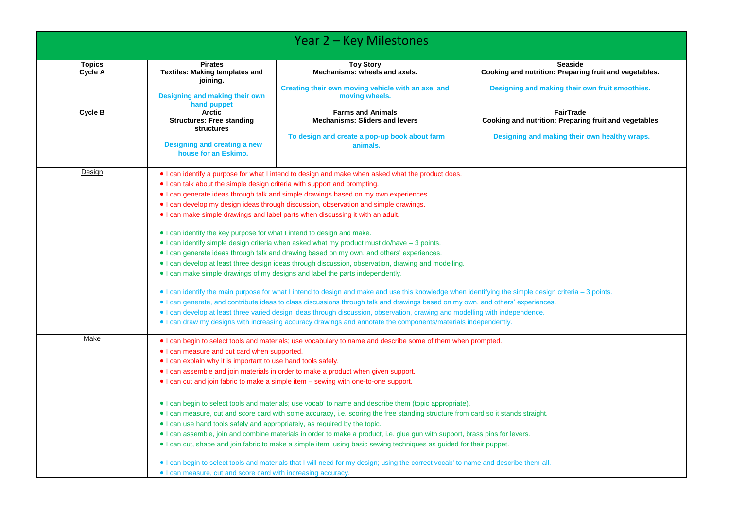# Year 2 – Key Milestones

| Topics | | | |
|---|---|---|---|
| **Cycle A** | **Pirates**<br>**Textiles: Making templates and joining.**<br><br>**Designing and making their own hand puppet** | **Toy Story**<br>**Mechanisms: wheels and axels.**<br><br>**Creating their own moving vehicle with an axel and moving wheels.** | **Seaside**<br>**Cooking and nutrition: Preparing fruit and vegetables.**<br><br>**Designing and making their own fruit smoothies.** |
| **Cycle B** | **Arctic**<br>**Structures: Free standing structures**<br><br>**Designing and creating a new house for an Eskimo.** | **Farms and Animals**<br>**Mechanisms: Sliders and levers**<br><br>**To design and create a pop-up book about farm animals.** | **FairTrade**<br>**Cooking and nutrition: Preparing fruit and vegetables**<br><br>**Designing and making their own healthy wraps.** |

| | |
|---|---|
| Design | • I can identify a purpose for what I intend to design and make when asked what the product does.<br>• I can talk about the simple design criteria with support and prompting.<br>• I can generate ideas through talk and simple drawings based on my own experiences.<br>• I can develop my design ideas through discussion, observation and simple drawings.<br>• I can make simple drawings and label parts when discussing it with an adult.<br><br>• I can identify the key purpose for what I intend to design and make.<br>• I can identify simple design criteria when asked what my product must do/have – 3 points.<br>• I can generate ideas through talk and drawing based on my own, and others' experiences.<br>• I can develop at least three design ideas through discussion, observation, drawing and modelling.<br>• I can make simple drawings of my designs and label the parts independently.<br><br>• I can identify the main purpose for what I intend to design and make and use this knowledge when identifying the simple design criteria – 3 points.<br>• I can generate, and contribute ideas to class discussions through talk and drawings based on my own, and others' experiences.<br>• I can develop at least three varied design ideas through discussion, observation, drawing and modelling with independence.<br>• I can draw my designs with increasing accuracy drawings and annotate the components/materials independently. |
| Make | • I can begin to select tools and materials; use vocabulary to name and describe some of them when prompted.<br>• I can measure and cut card when supported.<br>• I can explain why it is important to use hand tools safely.<br>• I can assemble and join materials in order to make a product when given support.<br>• I can cut and join fabric to make a simple item – sewing with one-to-one support.<br><br>• I can begin to select tools and materials; use vocab' to name and describe them (topic appropriate).<br>• I can measure, cut and score card with some accuracy, i.e. scoring the free standing structure from card so it stands straight.<br>• I can use hand tools safely and appropriately, as required by the topic.<br>• I can assemble, join and combine materials in order to make a product, i.e. glue gun with support, brass pins for levers.<br>• I can cut, shape and join fabric to make a simple item, using basic sewing techniques as guided for their puppet.<br><br>• I can begin to select tools and materials that I will need for my design; using the correct vocab' to name and describe them all.<br>• I can measure, cut and score card with increasing accuracy. |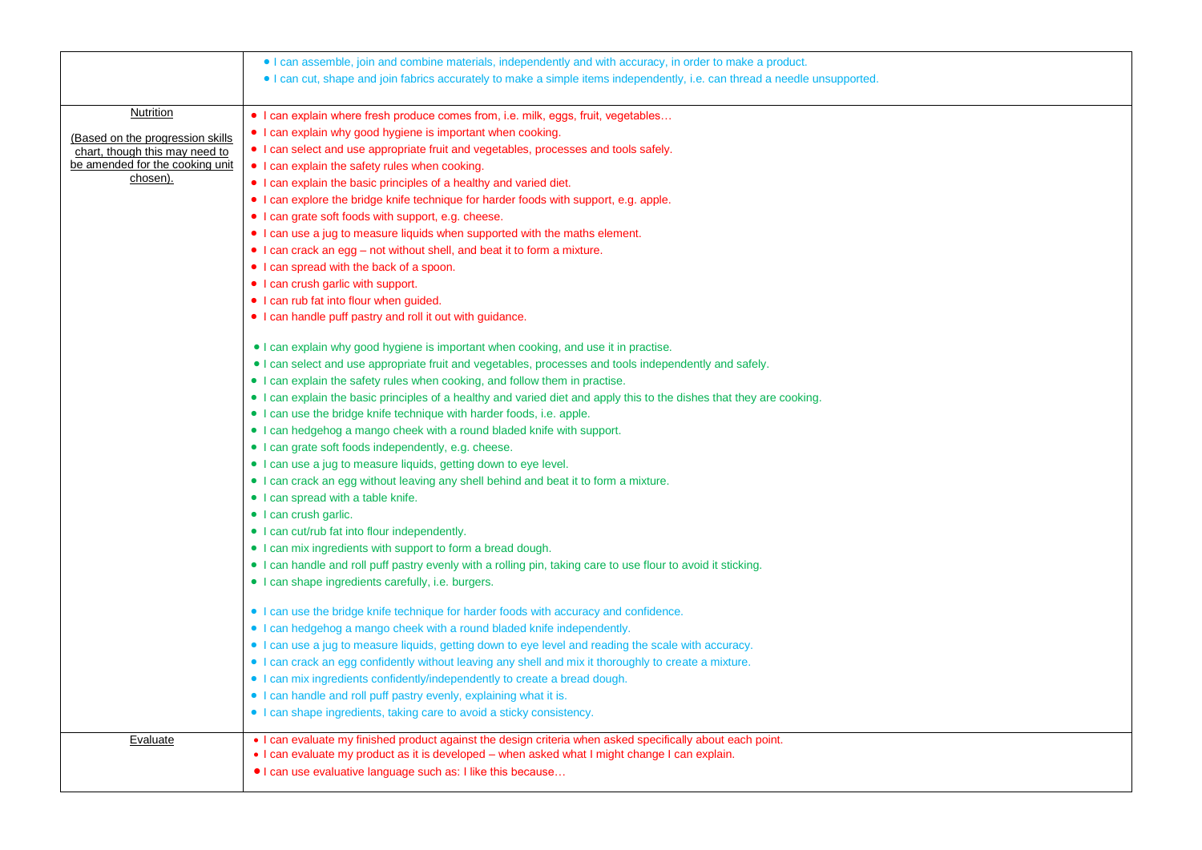| | |
|---|---|
| | • I can assemble, join and combine materials, independently and with accuracy, in order to make a product.<br>• I can cut, shape and join fabrics accurately to make a simple items independently, i.e. can thread a needle unsupported. |
| Nutrition<br><br>(Based on the progression skills chart, though this may need to be amended for the cooking unit chosen). | • I can explain where fresh produce comes from, i.e. milk, eggs, fruit, vegetables…<br>• I can explain why good hygiene is important when cooking.<br>• I can select and use appropriate fruit and vegetables, processes and tools safely.<br>• I can explain the safety rules when cooking.<br>• I can explain the basic principles of a healthy and varied diet.<br>• I can explore the bridge knife technique for harder foods with support, e.g. apple.<br>• I can grate soft foods with support, e.g. cheese.<br>• I can use a jug to measure liquids when supported with the maths element.<br>• I can crack an egg – not without shell, and beat it to form a mixture.<br>• I can spread with the back of a spoon.<br>• I can crush garlic with support.<br>• I can rub fat into flour when guided.<br>• I can handle puff pastry and roll it out with guidance.<br><br>• I can explain why good hygiene is important when cooking, and use it in practise.<br>• I can select and use appropriate fruit and vegetables, processes and tools independently and safely.<br>• I can explain the safety rules when cooking, and follow them in practise.<br>• I can explain the basic principles of a healthy and varied diet and apply this to the dishes that they are cooking.<br>• I can use the bridge knife technique with harder foods, i.e. apple.<br>• I can hedgehog a mango cheek with a round bladed knife with support.<br>• I can grate soft foods independently, e.g. cheese.<br>• I can use a jug to measure liquids, getting down to eye level.<br>• I can crack an egg without leaving any shell behind and beat it to form a mixture.<br>• I can spread with a table knife.<br>• I can crush garlic.<br>• I can cut/rub fat into flour independently.<br>• I can mix ingredients with support to form a bread dough.<br>• I can handle and roll puff pastry evenly with a rolling pin, taking care to use flour to avoid it sticking.<br>• I can shape ingredients carefully, i.e. burgers.<br><br>• I can use the bridge knife technique for harder foods with accuracy and confidence.<br>• I can hedgehog a mango cheek with a round bladed knife independently.<br>• I can use a jug to measure liquids, getting down to eye level and reading the scale with accuracy.<br>• I can crack an egg confidently without leaving any shell and mix it thoroughly to create a mixture.<br>• I can mix ingredients confidently/independently to create a bread dough.<br>• I can handle and roll puff pastry evenly, explaining what it is.<br>• I can shape ingredients, taking care to avoid a sticky consistency. |
| Evaluate | • I can evaluate my finished product against the design criteria when asked specifically about each point.<br>• I can evaluate my product as it is developed – when asked what I might change I can explain.<br>• I can use evaluative language such as: I like this because… |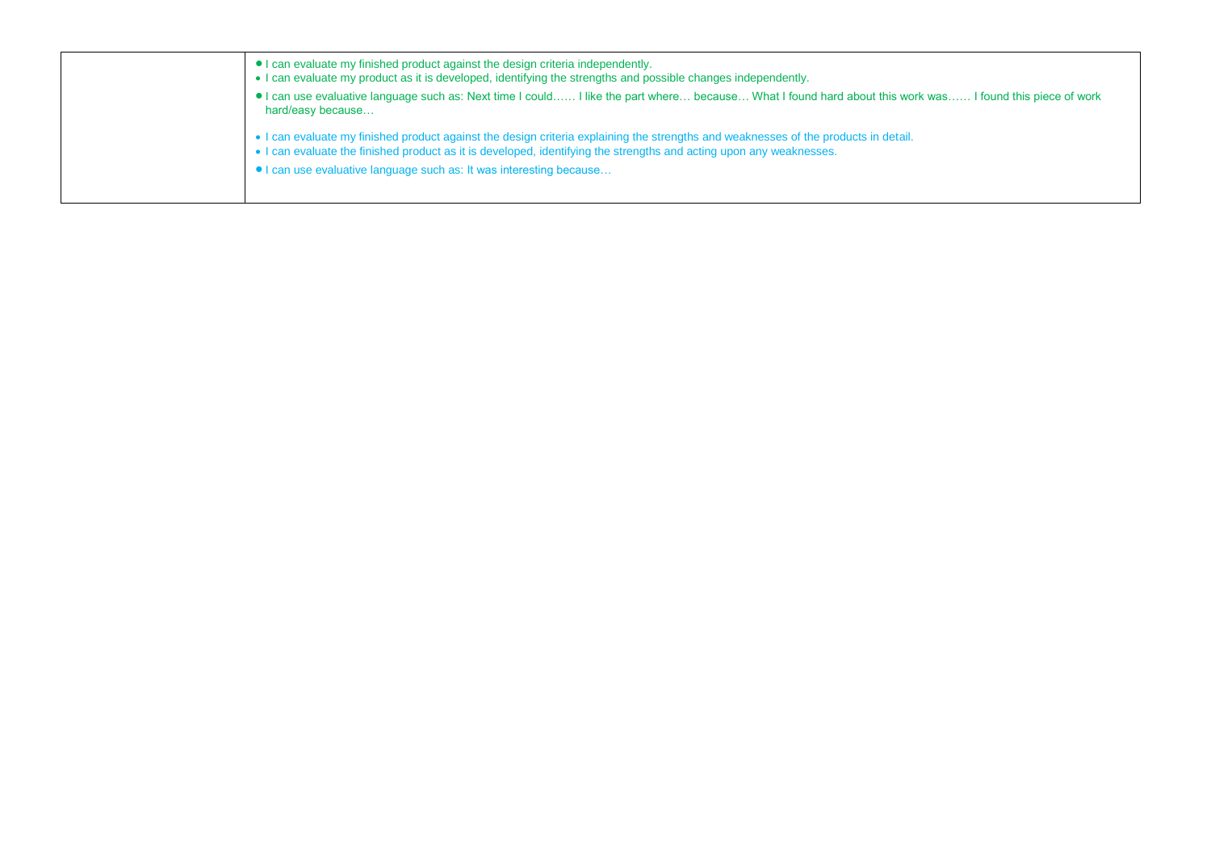| | |
|---|---|
| | • I can evaluate my finished product against the design criteria independently.<br>• I can evaluate my product as it is developed, identifying the strengths and possible changes independently.<br>• I can use evaluative language such as: Next time I could…… I like the part where… because… What I found hard about this work was…… I found this piece of work hard/easy because…<br><br>• I can evaluate my finished product against the design criteria explaining the strengths and weaknesses of the products in detail.<br>• I can evaluate the finished product as it is developed, identifying the strengths and acting upon any weaknesses.<br>• I can use evaluative language such as: It was interesting because… |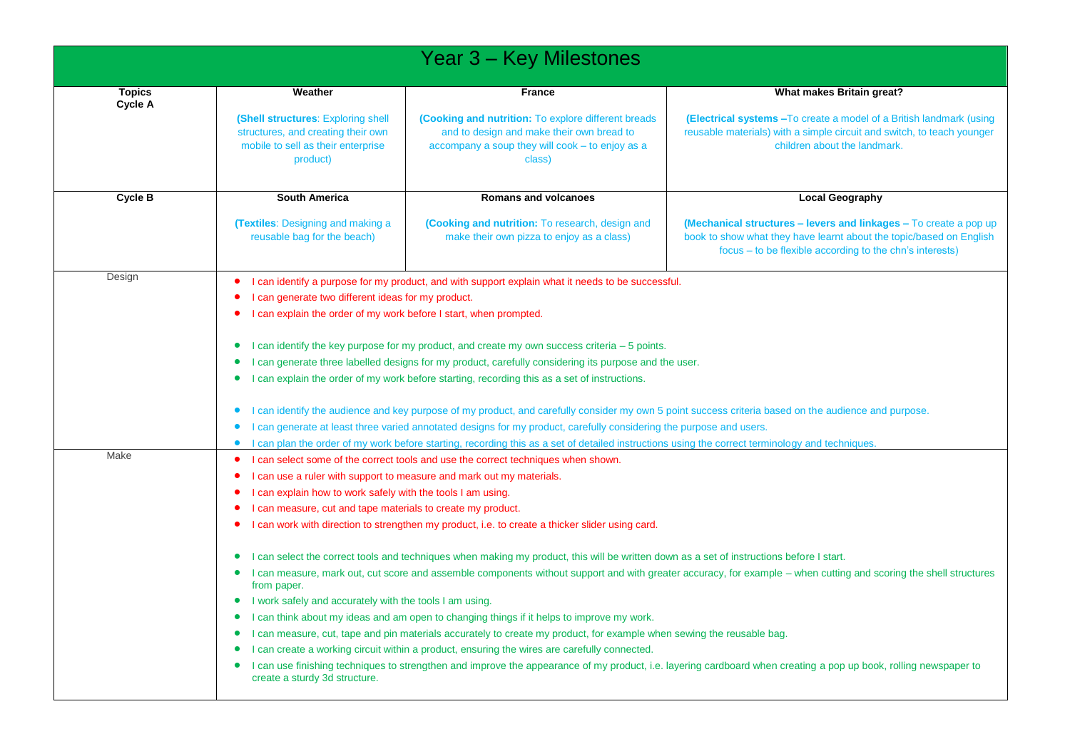# Year 3 – Key Milestones

| Topics Cycle A | Weather | France | What makes Britain great? |
|---|---|---|---|
| | **(Shell structures**: Exploring shell structures, and creating their own mobile to sell as their enterprise product) | **(Cooking and nutrition:** To explore different breads and to design and make their own bread to accompany a soup they will cook – to enjoy as a class) | **(Electrical systems** –To create a model of a British landmark (using reusable materials) with a simple circuit and switch, to teach younger children about the landmark. |
| **Cycle B** | **South America** | **Romans and volcanoes** | **Local Geography** |
| | **(Textiles**: Designing and making a reusable bag for the beach) | **(Cooking and nutrition:** To research, design and make their own pizza to enjoy as a class) | **(Mechanical structures – levers and linkages –** To create a pop up book to show what they have learnt about the topic/based on English focus – to be flexible according to the chn's interests) |
| Design | • I can identify a purpose for my product, and with support explain what it needs to be successful.<br>• I can generate two different ideas for my product.<br>• I can explain the order of my work before I start, when prompted.<br><br>• I can identify the key purpose for my product, and create my own success criteria – 5 points.<br>• I can generate three labelled designs for my product, carefully considering its purpose and the user.<br>• I can explain the order of my work before starting, recording this as a set of instructions.<br><br>• I can identify the audience and key purpose of my product, and carefully consider my own 5 point success criteria based on the audience and purpose.<br>• I can generate at least three varied annotated designs for my product, carefully considering the purpose and users.<br>• I can plan the order of my work before starting, recording this as a set of detailed instructions using the correct terminology and techniques. | | |
| Make | • I can select some of the correct tools and use the correct techniques when shown.<br>• I can use a ruler with support to measure and mark out my materials.<br>• I can explain how to work safely with the tools I am using.<br>• I can measure, cut and tape materials to create my product.<br>• I can work with direction to strengthen my product, i.e. to create a thicker slider using card.<br><br>• I can select the correct tools and techniques when making my product, this will be written down as a set of instructions before I start.<br>• I can measure, mark out, cut score and assemble components without support and with greater accuracy, for example – when cutting and scoring the shell structures from paper.<br>• I work safely and accurately with the tools I am using.<br>• I can think about my ideas and am open to changing things if it helps to improve my work.<br>• I can measure, cut, tape and pin materials accurately to create my product, for example when sewing the reusable bag.<br>• I can create a working circuit within a product, ensuring the wires are carefully connected.<br>• I can use finishing techniques to strengthen and improve the appearance of my product, i.e. layering cardboard when creating a pop up book, rolling newspaper to create a sturdy 3d structure. | | |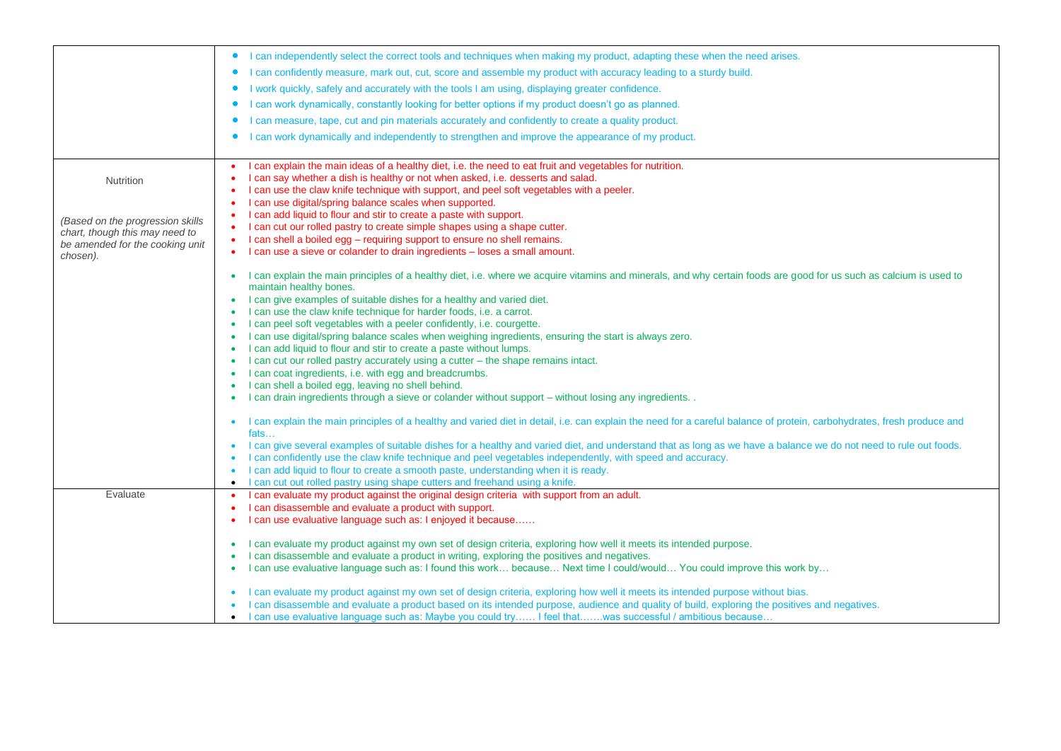| | |
|---|---|
| | • I can independently select the correct tools and techniques when making my product, adapting these when the need arises.<br>• I can confidently measure, mark out, cut, score and assemble my product with accuracy leading to a sturdy build.<br>• I work quickly, safely and accurately with the tools I am using, displaying greater confidence.<br>• I can work dynamically, constantly looking for better options if my product doesn't go as planned.<br>• I can measure, tape, cut and pin materials accurately and confidently to create a quality product.<br>• I can work dynamically and independently to strengthen and improve the appearance of my product. |
| Nutrition<br><br>*(Based on the progression skills chart, though this may need to be amended for the cooking unit chosen).* | • I can explain the main ideas of a healthy diet, i.e. the need to eat fruit and vegetables for nutrition.<br>• I can say whether a dish is healthy or not when asked, i.e. desserts and salad.<br>• I can use the claw knife technique with support, and peel soft vegetables with a peeler.<br>• I can use digital/spring balance scales when supported.<br>• I can add liquid to flour and stir to create a paste with support.<br>• I can cut our rolled pastry to create simple shapes using a shape cutter.<br>• I can shell a boiled egg – requiring support to ensure no shell remains.<br>• I can use a sieve or colander to drain ingredients – loses a small amount.<br><br>• I can explain the main principles of a healthy diet, i.e. where we acquire vitamins and minerals, and why certain foods are good for us such as calcium is used to maintain healthy bones.<br>• I can give examples of suitable dishes for a healthy and varied diet.<br>• I can use the claw knife technique for harder foods, i.e. a carrot.<br>• I can peel soft vegetables with a peeler confidently, i.e. courgette.<br>• I can use digital/spring balance scales when weighing ingredients, ensuring the start is always zero.<br>• I can add liquid to flour and stir to create a paste without lumps.<br>• I can cut our rolled pastry accurately using a cutter – the shape remains intact.<br>• I can coat ingredients, i.e. with egg and breadcrumbs.<br>• I can shell a boiled egg, leaving no shell behind.<br>• I can drain ingredients through a sieve or colander without support – without losing any ingredients. .<br><br>• I can explain the main principles of a healthy and varied diet in detail, i.e. can explain the need for a careful balance of protein, carbohydrates, fresh produce and fats…<br>• I can give several examples of suitable dishes for a healthy and varied diet, and understand that as long as we have a balance we do not need to rule out foods.<br>• I can confidently use the claw knife technique and peel vegetables independently, with speed and accuracy.<br>• I can add liquid to flour to create a smooth paste, understanding when it is ready.<br>• I can cut out rolled pastry using shape cutters and freehand using a knife. |
| Evaluate | • I can evaluate my product against the original design criteria with support from an adult.<br>• I can disassemble and evaluate a product with support.<br>• I can use evaluative language such as: I enjoyed it because……<br><br>• I can evaluate my product against my own set of design criteria, exploring how well it meets its intended purpose.<br>• I can disassemble and evaluate a product in writing, exploring the positives and negatives.<br>• I can use evaluative language such as: I found this work… because… Next time I could/would… You could improve this work by…<br><br>• I can evaluate my product against my own set of design criteria, exploring how well it meets its intended purpose without bias.<br>• I can disassemble and evaluate a product based on its intended purpose, audience and quality of build, exploring the positives and negatives.<br>• I can use evaluative language such as: Maybe you could try…… I feel that…….was successful / ambitious because… |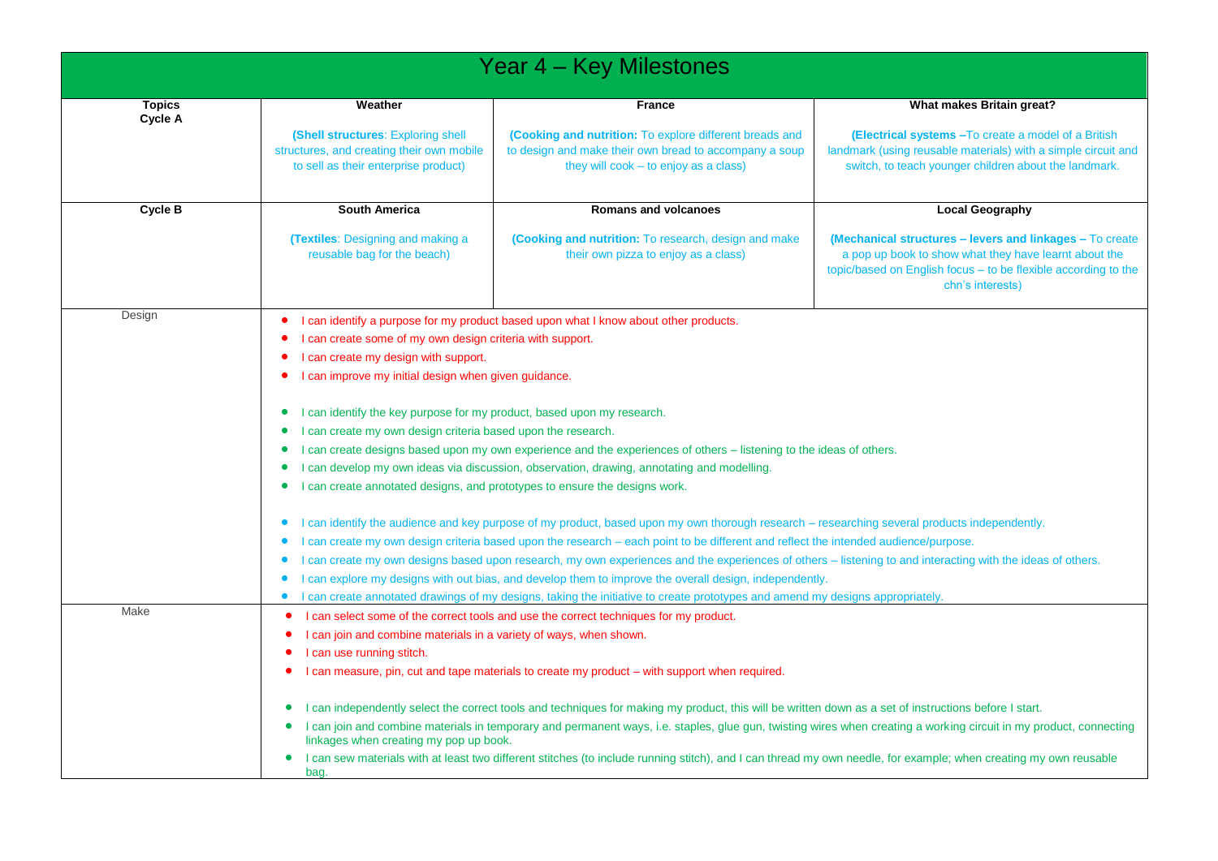# Year 4 – Key Milestones

| Topics Cycle A | Weather | France | What makes Britain great? |
|---|---|---|---|
| | **(Shell structures**: Exploring shell structures, and creating their own mobile to sell as their enterprise product) | **(Cooking and nutrition:** To explore different breads and to design and make their own bread to accompany a soup they will cook – to enjoy as a class) | **(Electrical systems –**To create a model of a British landmark (using reusable materials) with a simple circuit and switch, to teach younger children about the landmark. |
| **Cycle B** | **South America** | **Romans and volcanoes** | **Local Geography** |
| | **(Textiles**: Designing and making a reusable bag for the beach) | **(Cooking and nutrition:** To research, design and make their own pizza to enjoy as a class) | **(Mechanical structures – levers and linkages –** To create a pop up book to show what they have learnt about the topic/based on English focus – to be flexible according to the chn's interests) |
| Design | • I can identify a purpose for my product based upon what I know about other products.<br>• I can create some of my own design criteria with support.<br>• I can create my design with support.<br>• I can improve my initial design when given guidance.<br><br>• I can identify the key purpose for my product, based upon my research.<br>• I can create my own design criteria based upon the research.<br>• I can create designs based upon my own experience and the experiences of others – listening to the ideas of others.<br>• I can develop my own ideas via discussion, observation, drawing, annotating and modelling.<br>• I can create annotated designs, and prototypes to ensure the designs work.<br><br>• I can identify the audience and key purpose of my product, based upon my own thorough research – researching several products independently.<br>• I can create my own design criteria based upon the research – each point to be different and reflect the intended audience/purpose.<br>• I can create my own designs based upon research, my own experiences and the experiences of others – listening to and interacting with the ideas of others.<br>• I can explore my designs with out bias, and develop them to improve the overall design, independently.<br>• I can create annotated drawings of my designs, taking the initiative to create prototypes and amend my designs appropriately. | | |
| Make | • I can select some of the correct tools and use the correct techniques for my product.<br>• I can join and combine materials in a variety of ways, when shown.<br>• I can use running stitch.<br>• I can measure, pin, cut and tape materials to create my product – with support when required.<br><br>• I can independently select the correct tools and techniques for making my product, this will be written down as a set of instructions before I start.<br>• I can join and combine materials in temporary and permanent ways, i.e. staples, glue gun, twisting wires when creating a working circuit in my product, connecting linkages when creating my pop up book.<br>• I can sew materials with at least two different stitches (to include running stitch), and I can thread my own needle, for example; when creating my own reusable bag. | | |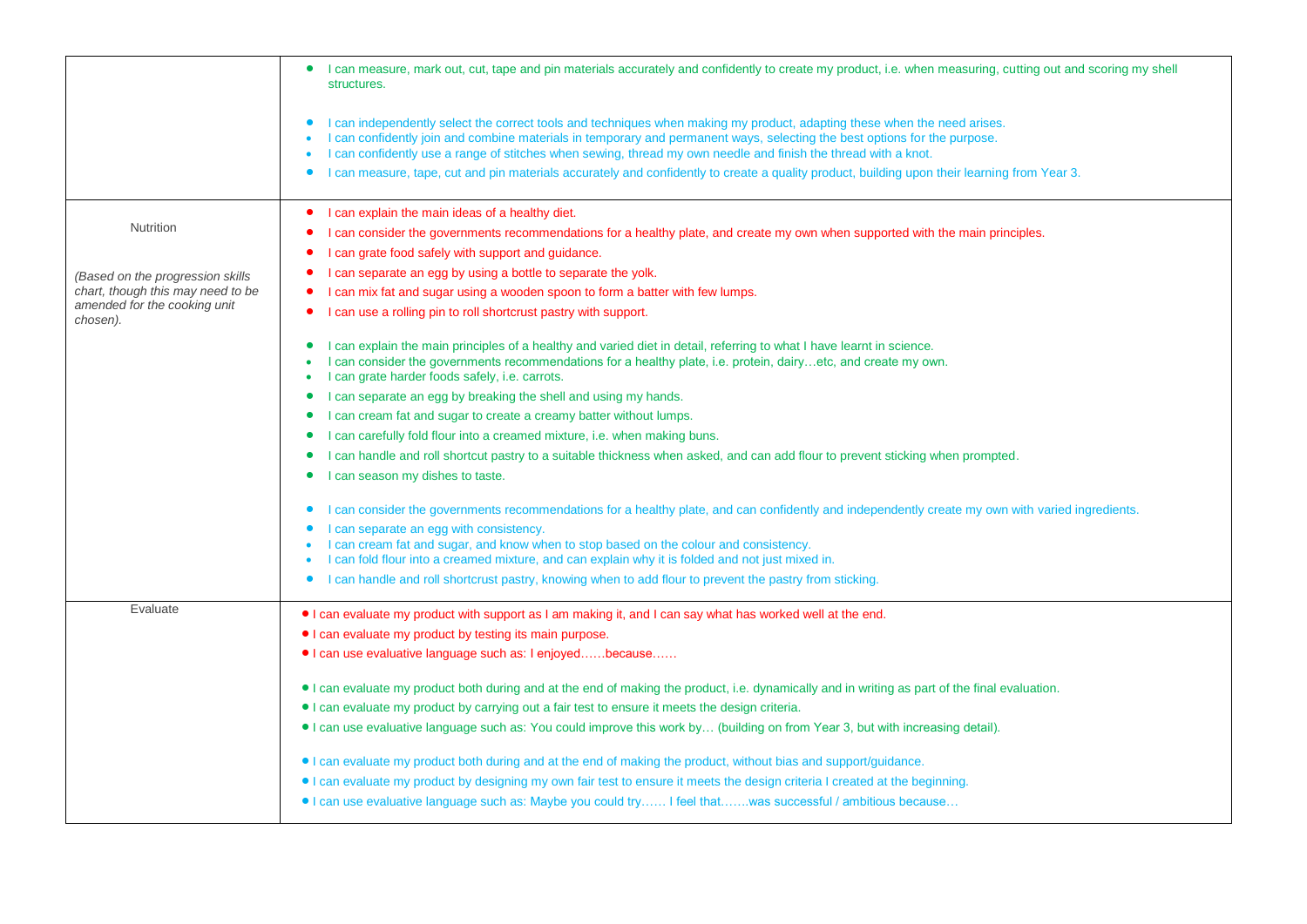| | |
|---|---|
| | • I can measure, mark out, cut, tape and pin materials accurately and confidently to create my product, i.e. when measuring, cutting out and scoring my shell structures.<br><br>• I can independently select the correct tools and techniques when making my product, adapting these when the need arises.<br>• I can confidently join and combine materials in temporary and permanent ways, selecting the best options for the purpose.<br>• I can confidently use a range of stitches when sewing, thread my own needle and finish the thread with a knot.<br>• I can measure, tape, cut and pin materials accurately and confidently to create a quality product, building upon their learning from Year 3. |
| Nutrition<br><br>*(Based on the progression skills chart, though this may need to be amended for the cooking unit chosen).* | • I can explain the main ideas of a healthy diet.<br>• I can consider the governments recommendations for a healthy plate, and create my own when supported with the main principles.<br>• I can grate food safely with support and guidance.<br>• I can separate an egg by using a bottle to separate the yolk.<br>• I can mix fat and sugar using a wooden spoon to form a batter with few lumps.<br>• I can use a rolling pin to roll shortcrust pastry with support.<br><br>• I can explain the main principles of a healthy and varied diet in detail, referring to what I have learnt in science.<br>• I can consider the governments recommendations for a healthy plate, i.e. protein, dairy…etc, and create my own.<br>• I can grate harder foods safely, i.e. carrots.<br>• I can separate an egg by breaking the shell and using my hands.<br>• I can cream fat and sugar to create a creamy batter without lumps.<br>• I can carefully fold flour into a creamed mixture, i.e. when making buns.<br>• I can handle and roll shortcut pastry to a suitable thickness when asked, and can add flour to prevent sticking when prompted.<br>• I can season my dishes to taste.<br><br>• I can consider the governments recommendations for a healthy plate, and can confidently and independently create my own with varied ingredients.<br>• I can separate an egg with consistency.<br>• I can cream fat and sugar, and know when to stop based on the colour and consistency.<br>• I can fold flour into a creamed mixture, and can explain why it is folded and not just mixed in.<br>• I can handle and roll shortcrust pastry, knowing when to add flour to prevent the pastry from sticking. |
| Evaluate | • I can evaluate my product with support as I am making it, and I can say what has worked well at the end.<br>• I can evaluate my product by testing its main purpose.<br>• I can use evaluative language such as: I enjoyed……because……<br><br>• I can evaluate my product both during and at the end of making the product, i.e. dynamically and in writing as part of the final evaluation.<br>• I can evaluate my product by carrying out a fair test to ensure it meets the design criteria.<br>• I can use evaluative language such as: You could improve this work by… (building on from Year 3, but with increasing detail).<br><br>• I can evaluate my product both during and at the end of making the product, without bias and support/guidance.<br>• I can evaluate my product by designing my own fair test to ensure it meets the design criteria I created at the beginning.<br>• I can use evaluative language such as: Maybe you could try…… I feel that…….was successful / ambitious because… |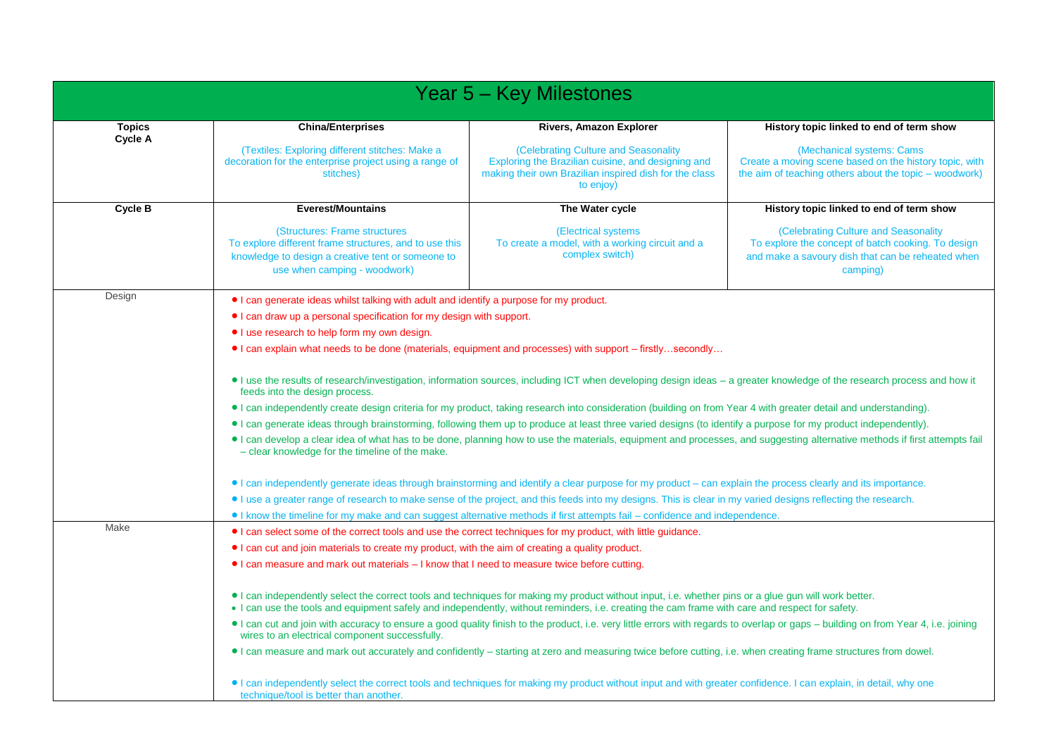# Year 5 – Key Milestones

| Topics Cycle A | China/Enterprises | Rivers, Amazon Explorer | History topic linked to end of term show |
|---|---|---|---|
| | (Textiles: Exploring different stitches: Make a decoration for the enterprise project using a range of stitches) | (Celebrating Culture and Seasonality Exploring the Brazilian cuisine, and designing and making their own Brazilian inspired dish for the class to enjoy) | (Mechanical systems: Cams Create a moving scene based on the history topic, with the aim of teaching others about the topic – woodwork) |
| **Cycle B** | **Everest/Mountains** | **The Water cycle** | **History topic linked to end of term show** |
| | (Structures: Frame structures To explore different frame structures, and to use this knowledge to design a creative tent or someone to use when camping - woodwork) | (Electrical systems To create a model, with a working circuit and a complex switch) | (Celebrating Culture and Seasonality To explore the concept of batch cooking. To design and make a savoury dish that can be reheated when camping) |

| | |
|---|---|
| Design | • I can generate ideas whilst talking with adult and identify a purpose for my product.<br>• I can draw up a personal specification for my design with support.<br>• I use research to help form my own design.<br>• I can explain what needs to be done (materials, equipment and processes) with support – firstly…secondly…<br><br>• I use the results of research/investigation, information sources, including ICT when developing design ideas – a greater knowledge of the research process and how it feeds into the design process.<br>• I can independently create design criteria for my product, taking research into consideration (building on from Year 4 with greater detail and understanding).<br>• I can generate ideas through brainstorming, following them up to produce at least three varied designs (to identify a purpose for my product independently).<br>• I can develop a clear idea of what has to be done, planning how to use the materials, equipment and processes, and suggesting alternative methods if first attempts fail – clear knowledge for the timeline of the make.<br><br>• I can independently generate ideas through brainstorming and identify a clear purpose for my product – can explain the process clearly and its importance.<br>• I use a greater range of research to make sense of the project, and this feeds into my designs. This is clear in my varied designs reflecting the research.<br>• I know the timeline for my make and can suggest alternative methods if first attempts fail – confidence and independence. |
| Make | • I can select some of the correct tools and use the correct techniques for my product, with little guidance.<br>• I can cut and join materials to create my product, with the aim of creating a quality product.<br>• I can measure and mark out materials – I know that I need to measure twice before cutting.<br><br>• I can independently select the correct tools and techniques for making my product without input, i.e. whether pins or a glue gun will work better.<br>• I can use the tools and equipment safely and independently, without reminders, i.e. creating the cam frame with care and respect for safety.<br>• I can cut and join with accuracy to ensure a good quality finish to the product, i.e. very little errors with regards to overlap or gaps – building on from Year 4, i.e. joining wires to an electrical component successfully.<br>• I can measure and mark out accurately and confidently – starting at zero and measuring twice before cutting, i.e. when creating frame structures from dowel.<br><br>• I can independently select the correct tools and techniques for making my product without input and with greater confidence. I can explain, in detail, why one technique/tool is better than another. |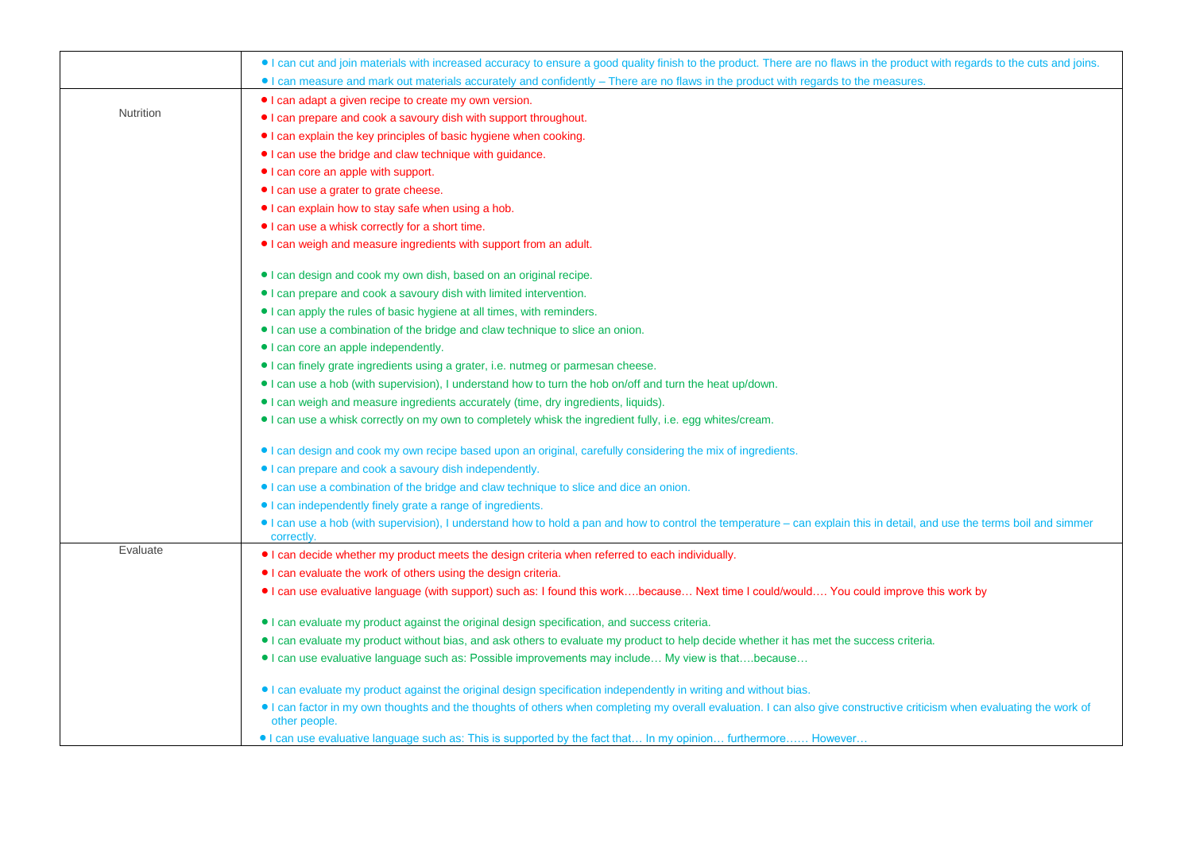| | |
|---|---|
| | • I can cut and join materials with increased accuracy to ensure a good quality finish to the product. There are no flaws in the product with regards to the cuts and joins.<br>• I can measure and mark out materials accurately and confidently – There are no flaws in the product with regards to the measures. |
| Nutrition | • I can adapt a given recipe to create my own version.<br>• I can prepare and cook a savoury dish with support throughout.<br>• I can explain the key principles of basic hygiene when cooking.<br>• I can use the bridge and claw technique with guidance.<br>• I can core an apple with support.<br>• I can use a grater to grate cheese.<br>• I can explain how to stay safe when using a hob.<br>• I can use a whisk correctly for a short time.<br>• I can weigh and measure ingredients with support from an adult.<br><br>• I can design and cook my own dish, based on an original recipe.<br>• I can prepare and cook a savoury dish with limited intervention.<br>• I can apply the rules of basic hygiene at all times, with reminders.<br>• I can use a combination of the bridge and claw technique to slice an onion.<br>• I can core an apple independently.<br>• I can finely grate ingredients using a grater, i.e. nutmeg or parmesan cheese.<br>• I can use a hob (with supervision), I understand how to turn the hob on/off and turn the heat up/down.<br>• I can weigh and measure ingredients accurately (time, dry ingredients, liquids).<br>• I can use a whisk correctly on my own to completely whisk the ingredient fully, i.e. egg whites/cream.<br><br>• I can design and cook my own recipe based upon an original, carefully considering the mix of ingredients.<br>• I can prepare and cook a savoury dish independently.<br>• I can use a combination of the bridge and claw technique to slice and dice an onion.<br>• I can independently finely grate a range of ingredients.<br>• I can use a hob (with supervision), I understand how to hold a pan and how to control the temperature – can explain this in detail, and use the terms boil and simmer correctly. |
| Evaluate | • I can decide whether my product meets the design criteria when referred to each individually.<br>• I can evaluate the work of others using the design criteria.<br>• I can use evaluative language (with support) such as: I found this work….because… Next time I could/would…. You could improve this work by<br><br>• I can evaluate my product against the original design specification, and success criteria.<br>• I can evaluate my product without bias, and ask others to evaluate my product to help decide whether it has met the success criteria.<br>• I can use evaluative language such as: Possible improvements may include… My view is that….because…<br><br>• I can evaluate my product against the original design specification independently in writing and without bias.<br>• I can factor in my own thoughts and the thoughts of others when completing my overall evaluation. I can also give constructive criticism when evaluating the work of other people.<br>• I can use evaluative language such as: This is supported by the fact that… In my opinion… furthermore…… However… |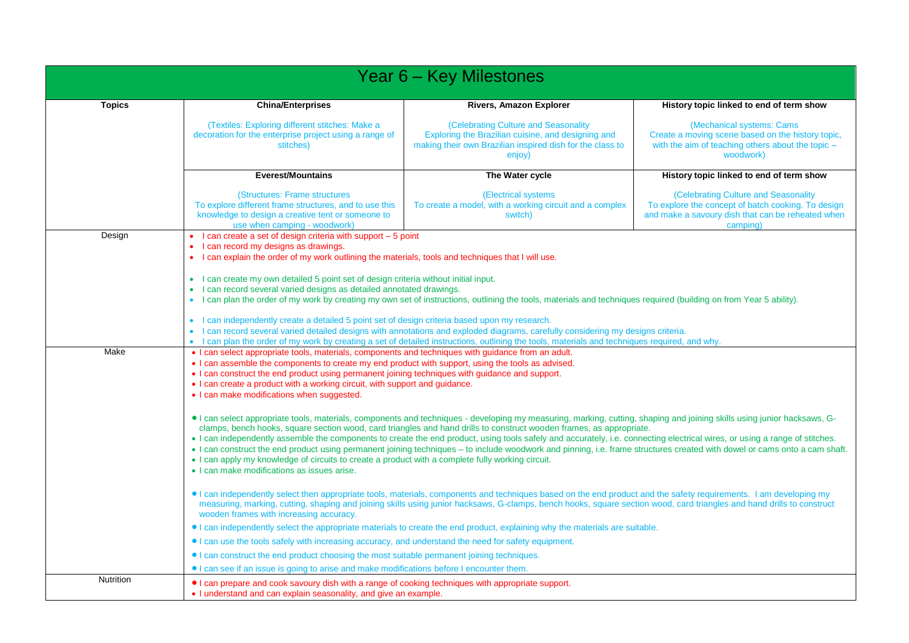# Year 6 – Key Milestones

| Topics | China/Enterprises | Rivers, Amazon Explorer | History topic linked to end of term show |
|---|---|---|---|
| | (Textiles: Exploring different stitches: Make a decoration for the enterprise project using a range of stitches) | (Celebrating Culture and Seasonality Exploring the Brazilian cuisine, and designing and making their own Brazilian inspired dish for the class to enjoy) | (Mechanical systems: Cams Create a moving scene based on the history topic, with the aim of teaching others about the topic – woodwork) |
| | **Everest/Mountains** | **The Water cycle** | **History topic linked to end of term show** |
| | (Structures: Frame structures To explore different frame structures, and to use this knowledge to design a creative tent or someone to use when camping - woodwork) | (Electrical systems To create a model, with a working circuit and a complex switch) | (Celebrating Culture and Seasonality To explore the concept of batch cooking. To design and make a savoury dish that can be reheated when camping) |
| Design | • I can create a set of design criteria with support – 5 point<br>• I can record my designs as drawings.<br>• I can explain the order of my work outlining the materials, tools and techniques that I will use.<br><br>• I can create my own detailed 5 point set of design criteria without initial input.<br>• I can record several varied designs as detailed annotated drawings.<br>• I can plan the order of my work by creating my own set of instructions, outlining the tools, materials and techniques required (building on from Year 5 ability).<br><br>• I can independently create a detailed 5 point set of design criteria based upon my research.<br>• I can record several varied detailed designs with annotations and exploded diagrams, carefully considering my designs criteria.<br>• I can plan the order of my work by creating a set of detailed instructions, outlining the tools, materials and techniques required, and why. | | |
| Make | • I can select appropriate tools, materials, components and techniques with guidance from an adult.<br>• I can assemble the components to create my end product with support, using the tools as advised.<br>• I can construct the end product using permanent joining techniques with guidance and support.<br>• I can create a product with a working circuit, with support and guidance.<br>• I can make modifications when suggested.<br><br>• I can select appropriate tools, materials, components and techniques - developing my measuring, marking, cutting, shaping and joining skills using junior hacksaws, G-clamps, bench hooks, square section wood, card triangles and hand drills to construct wooden frames, as appropriate.<br>• I can independently assemble the components to create the end product, using tools safely and accurately, i.e. connecting electrical wires, or using a range of stitches.<br>• I can construct the end product using permanent joining techniques – to include woodwork and pinning, i.e. frame structures created with dowel or cams onto a cam shaft.<br>• I can apply my knowledge of circuits to create a product with a complete fully working circuit.<br>• I can make modifications as issues arise.<br><br>• I can independently select then appropriate tools, materials, components and techniques based on the end product and the safety requirements. I am developing my measuring, marking, cutting, shaping and joining skills using junior hacksaws, G-clamps, bench hooks, square section wood, card triangles and hand drills to construct wooden frames with increasing accuracy.<br>• I can independently select the appropriate materials to create the end product, explaining why the materials are suitable.<br>• I can use the tools safely with increasing accuracy, and understand the need for safety equipment.<br>• I can construct the end product choosing the most suitable permanent joining techniques.<br>• I can see if an issue is going to arise and make modifications before I encounter them. | | |
| Nutrition | • I can prepare and cook savoury dish with a range of cooking techniques with appropriate support.<br>• I understand and can explain seasonality, and give an example. | | |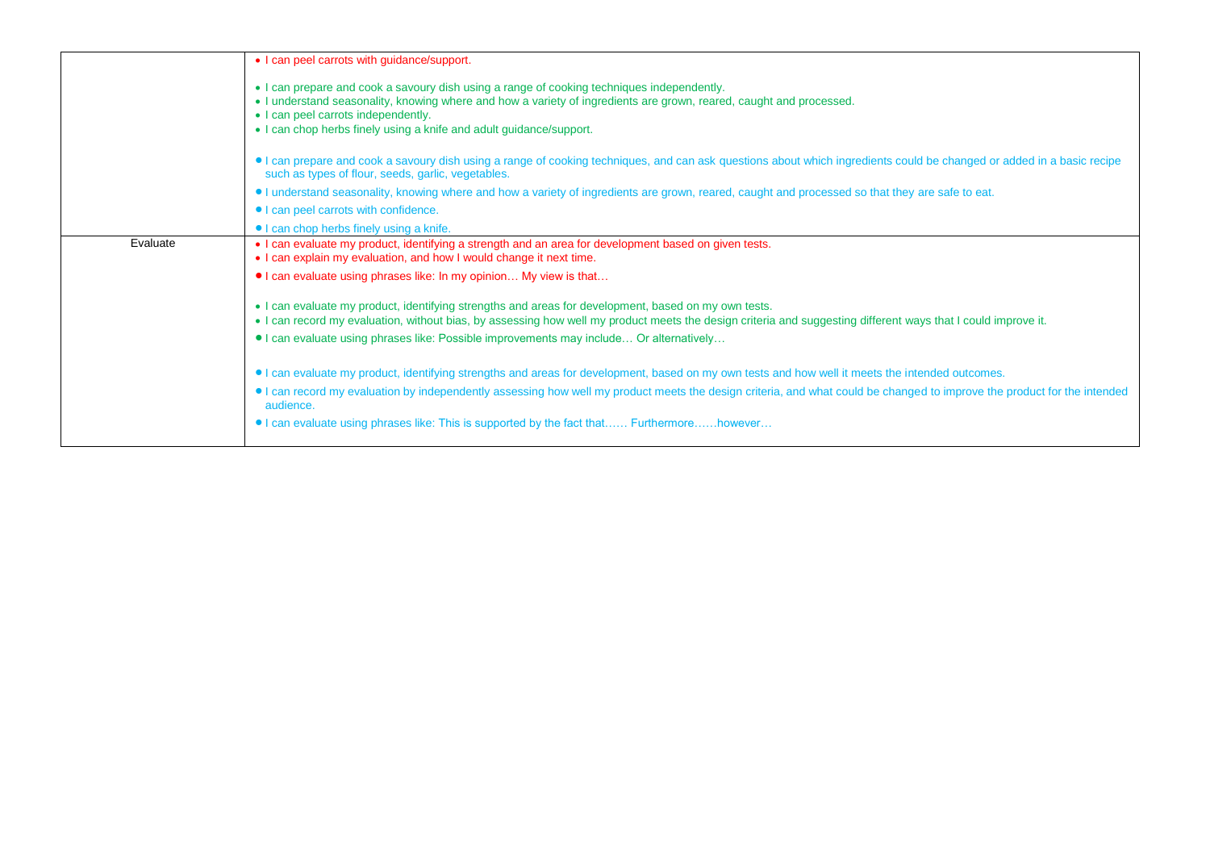| | |
|---|---|
| | • I can peel carrots with guidance/support.<br><br>• I can prepare and cook a savoury dish using a range of cooking techniques independently.<br>• I understand seasonality, knowing where and how a variety of ingredients are grown, reared, caught and processed.<br>• I can peel carrots independently.<br>• I can chop herbs finely using a knife and adult guidance/support.<br><br>• I can prepare and cook a savoury dish using a range of cooking techniques, and can ask questions about which ingredients could be changed or added in a basic recipe such as types of flour, seeds, garlic, vegetables.<br>• I understand seasonality, knowing where and how a variety of ingredients are grown, reared, caught and processed so that they are safe to eat.<br>• I can peel carrots with confidence.<br>• I can chop herbs finely using a knife. |
| Evaluate | • I can evaluate my product, identifying a strength and an area for development based on given tests.<br>• I can explain my evaluation, and how I would change it next time.<br>• I can evaluate using phrases like: In my opinion… My view is that…<br><br>• I can evaluate my product, identifying strengths and areas for development, based on my own tests.<br>• I can record my evaluation, without bias, by assessing how well my product meets the design criteria and suggesting different ways that I could improve it.<br>• I can evaluate using phrases like: Possible improvements may include… Or alternatively…<br><br>• I can evaluate my product, identifying strengths and areas for development, based on my own tests and how well it meets the intended outcomes.<br>• I can record my evaluation by independently assessing how well my product meets the design criteria, and what could be changed to improve the product for the intended audience.<br>• I can evaluate using phrases like: This is supported by the fact that…… Furthermore……however… |